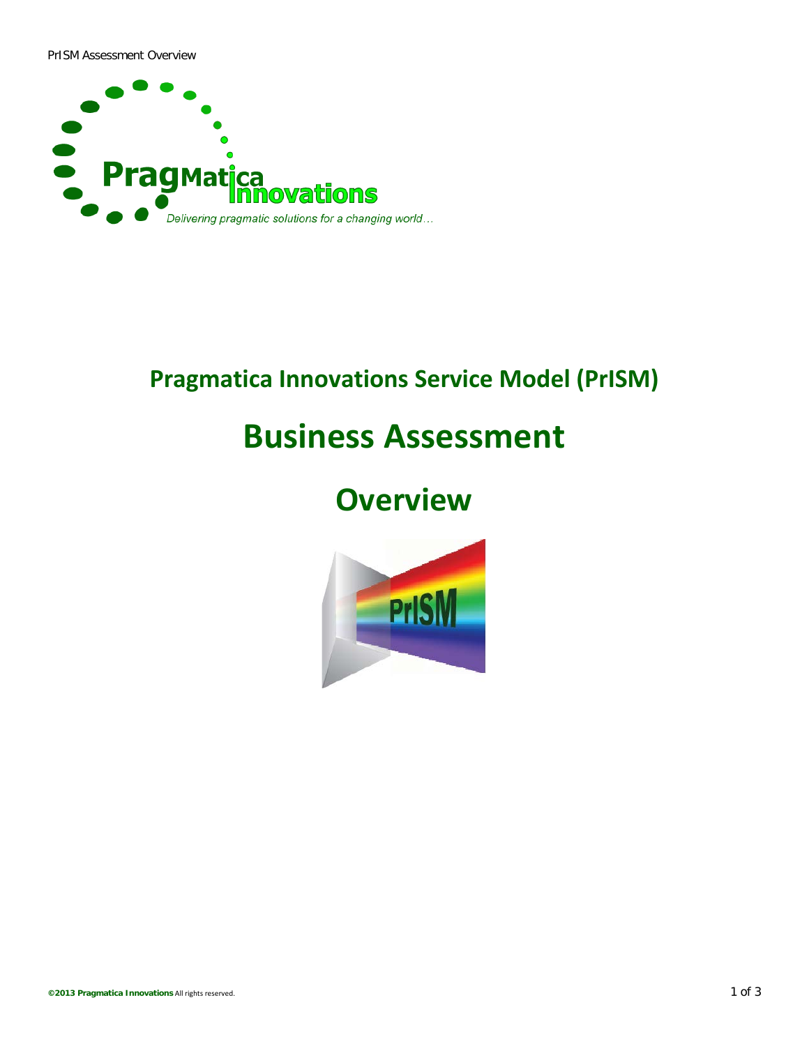## Pragmatica Innovations Service Model (PrISM)

# Business Assessment

# Overview

**©2013 Pragmatica Innovations** All rights reserved.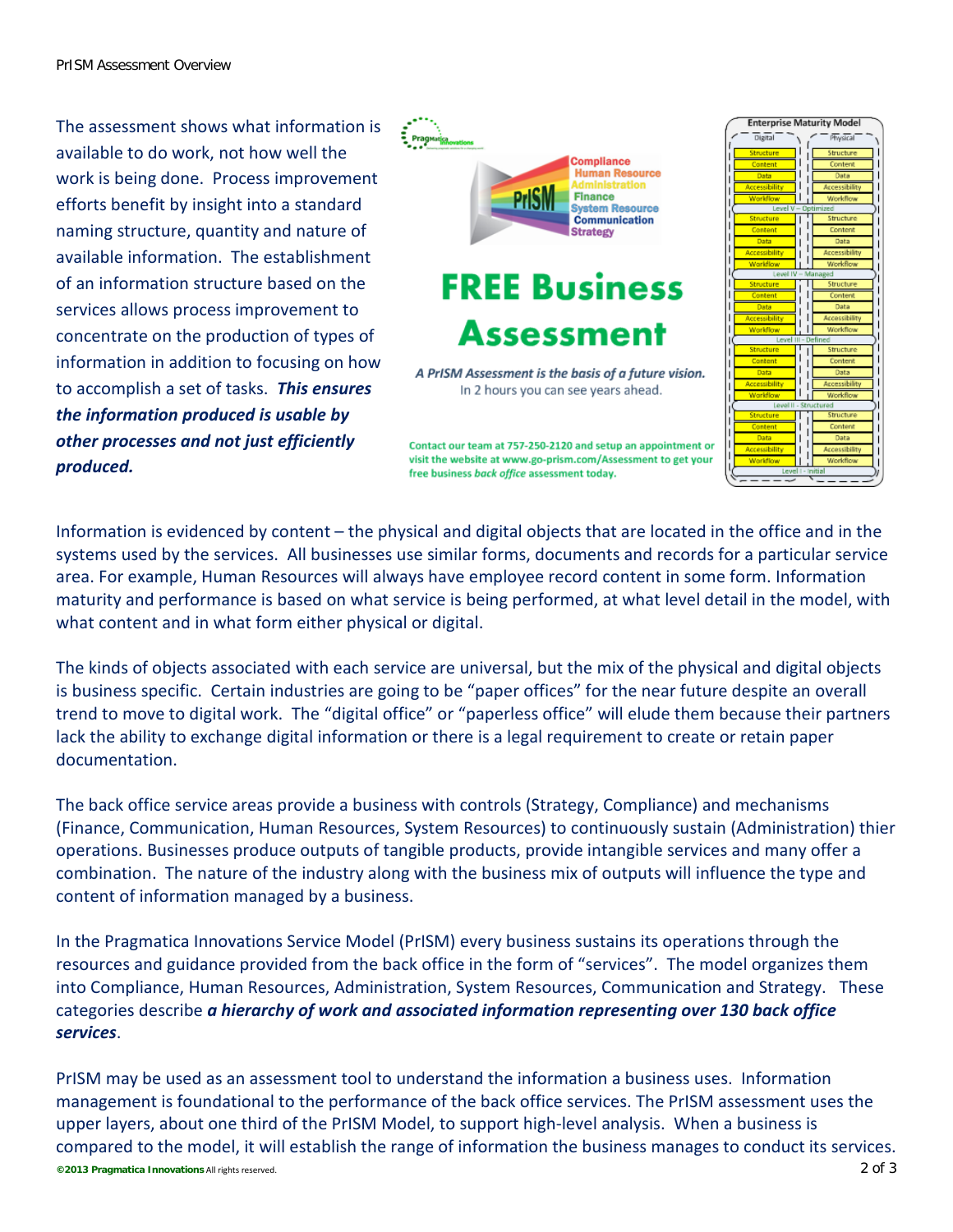The assessment shows what information is available to do work, not how well the work is being done. Process improvement efforts benefit by insight into a standard naming structure, quantity and nature of available information. The establishment of an information structure based on the services allows process improvement to concentrate on the production of types of information in addition to focusing on how to accomplish a set of tasks. ***This ensures the information produced is usable by other processes and not just efficiently produced.***

PragMatica Innovations

PrISM

Compliance
Human Resource
Administration
Finance
System Resource
Communication
Strategy

# FREE Business Assessment

*A PrISM Assessment is the basis of a future vision.*
In 2 hours you can see years ahead.

Contact our team at 757-250-2120 and setup an appointment or visit the website at www.go-prism.com/Assessment to get your free business *back office* assessment today.

Enterprise Maturity Model

Digital | Physical

Level V – Optimized
Level IV – Managed
Level III – Defined
Level II – Structured
Level I – Initial

Structure, Content, Data, Accessibility, Workflow

Information is evidenced by content – the physical and digital objects that are located in the office and in the systems used by the services. All businesses use similar forms, documents and records for a particular service area. For example, Human Resources will always have employee record content in some form. Information maturity and performance is based on what service is being performed, at what level detail in the model, with what content and in what form either physical or digital.

The kinds of objects associated with each service are universal, but the mix of the physical and digital objects is business specific. Certain industries are going to be "paper offices" for the near future despite an overall trend to move to digital work. The "digital office" or "paperless office" will elude them because their partners lack the ability to exchange digital information or there is a legal requirement to create or retain paper documentation.

The back office service areas provide a business with controls (Strategy, Compliance) and mechanisms (Finance, Communication, Human Resources, System Resources) to continuously sustain (Administration) thier operations. Businesses produce outputs of tangible products, provide intangible services and many offer a combination. The nature of the industry along with the business mix of outputs will influence the type and content of information managed by a business.

In the Pragmatica Innovations Service Model (PrISM) every business sustains its operations through the resources and guidance provided from the back office in the form of "services". The model organizes them into Compliance, Human Resources, Administration, System Resources, Communication and Strategy. These categories describe ***a hierarchy of work and associated information representing over 130 back office services***.

PrISM may be used as an assessment tool to understand the information a business uses. Information management is foundational to the performance of the back office services. The PrISM assessment uses the upper layers, about one third of the PrISM Model, to support high-level analysis. When a business is compared to the model, it will establish the range of information the business manages to conduct its services.

**©2013 Pragmatica Innovations** All rights reserved.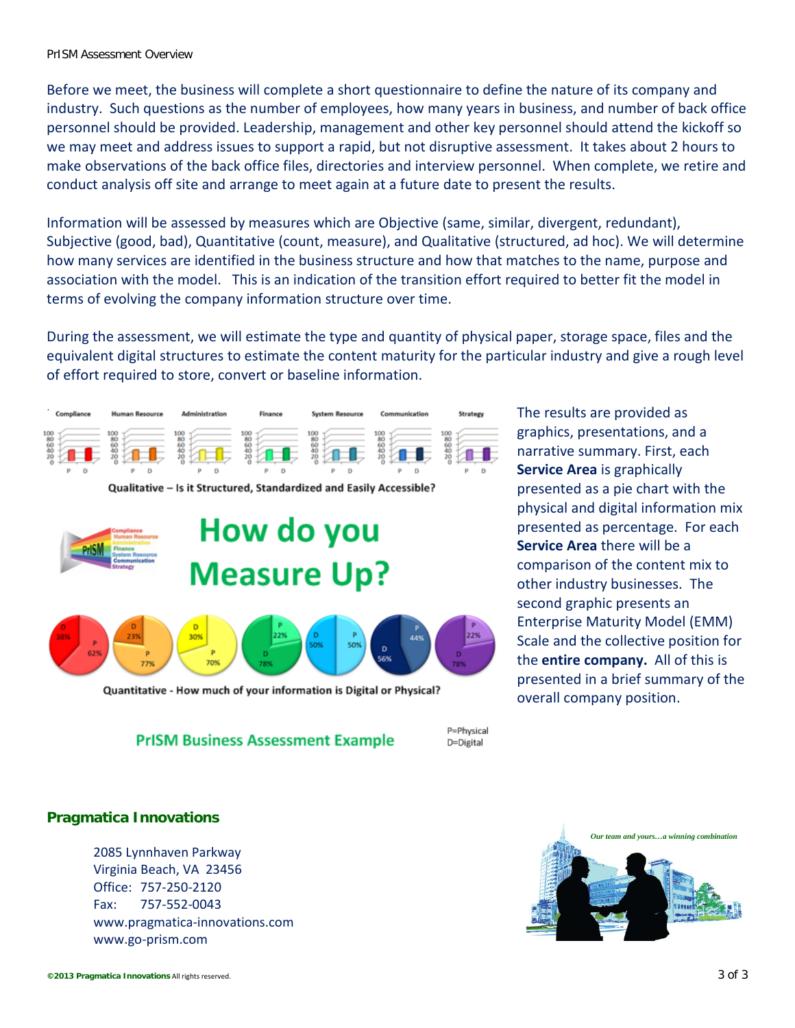Before we meet, the business will complete a short questionnaire to define the nature of its company and industry. Such questions as the number of employees, how many years in business, and number of back office personnel should be provided. Leadership, management and other key personnel should attend the kickoff so we may meet and address issues to support a rapid, but not disruptive assessment. It takes about 2 hours to make observations of the back office files, directories and interview personnel. When complete, we retire and conduct analysis off site and arrange to meet again at a future date to present the results.

Information will be assessed by measures which are Objective (same, similar, divergent, redundant), Subjective (good, bad), Quantitative (count, measure), and Qualitative (structured, ad hoc). We will determine how many services are identified in the business structure and how that matches to the name, purpose and association with the model. This is an indication of the transition effort required to better fit the model in terms of evolving the company information structure over time.

During the assessment, we will estimate the type and quantity of physical paper, storage space, files and the equivalent digital structures to estimate the content maturity for the particular industry and give a rough level of effort required to store, convert or baseline information.

Compliance
Human Resource
Administration
Finance
System Resource
Communication
Strategy

100
80
60
40
20
0

P D

Qualitative – Is it Structured, Standardized and Easily Accessible?

PrISM

Compliance
Human Resource
Administration
Finance
System Resource
Communication
Strategy

How do you Measure Up?

D 38% P 62%
D 23% P 77%
D 30% P 70%
P 22% D 78%
D 50% P 50%
P 44% D 56%
P 22% D 78%

Quantitative - How much of your information is Digital or Physical?

PrISM Business Assessment Example

P=Physical
D=Digital

The results are provided as graphics, presentations, and a narrative summary. First, each **Service Area** is graphically presented as a pie chart with the physical and digital information mix presented as percentage. For each **Service Area** there will be a comparison of the content mix to other industry businesses. The second graphic presents an Enterprise Maturity Model (EMM) Scale and the collective position for the **entire company.** All of this is presented in a brief summary of the overall company position.

## Pragmatica Innovations

2085 Lynnhaven Parkway
Virginia Beach, VA 23456
Office: 757-250-2120
Fax: 757-552-0043
www.pragmatica-innovations.com
www.go-prism.com

*Our team and yours…a winning combination*

**©2013 Pragmatica Innovations** All rights reserved.